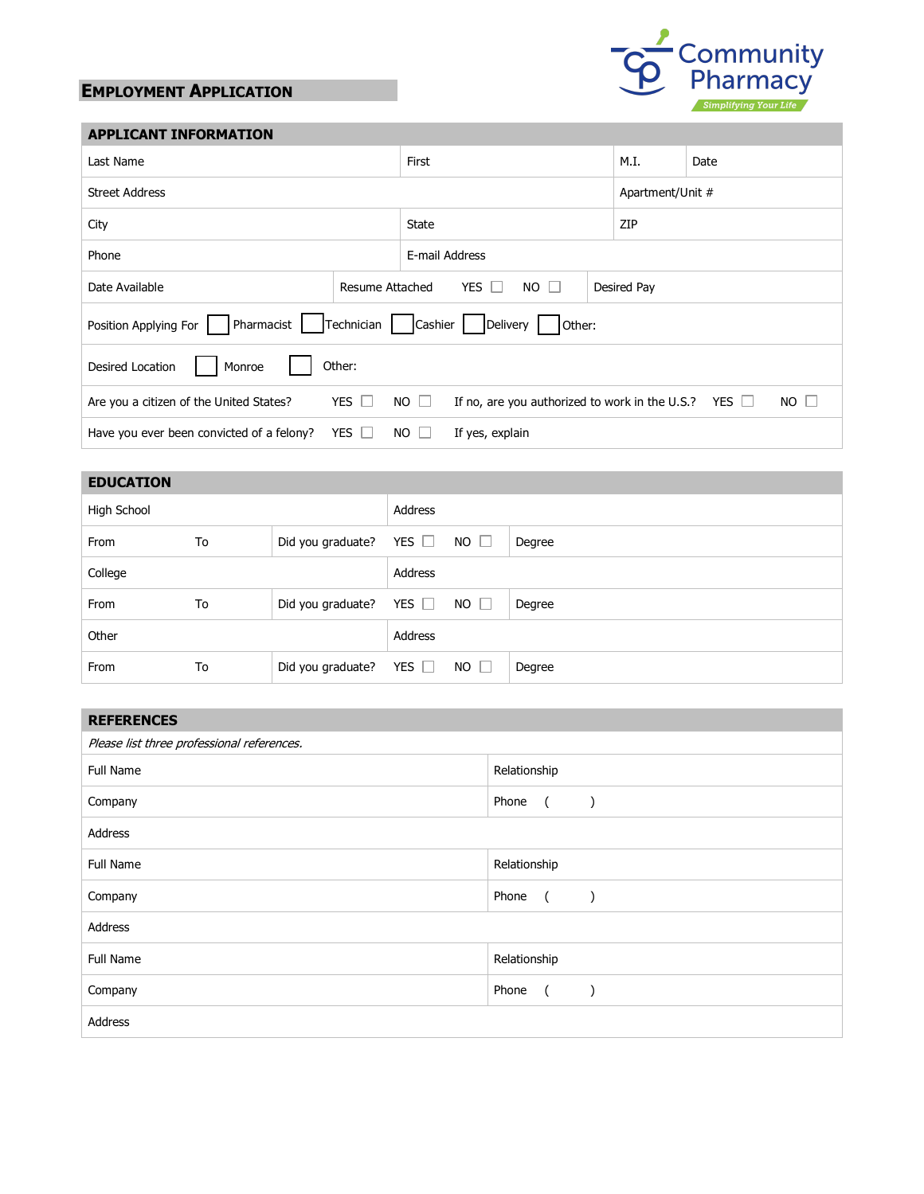Community Pharmacy

Simplifying Your Life

# Employment Application

## APPLICANT INFORMATION

| Last Name | First | M.I. | Date |
|---|---|---|---|
| Street Address | | Apartment/Unit # | |
| City | State | ZIP | |
| Phone | E-mail Address | | |

| Date Available | Resume Attached YES ☐ NO ☐ | Desired Pay |
|---|---|---|

Position Applying For ☐ Pharmacist ☐ Technician ☐ Cashier ☐ Delivery ☐ Other:

Desired Location ☐ Monroe ☐ Other:

| Are you a citizen of the United States? | YES ☐ | NO ☐ | If no, are you authorized to work in the U.S.? | YES ☐ | NO ☐ |
|---|---|---|---|---|---|
| Have you ever been convicted of a felony? | YES ☐ | NO ☐ | If yes, explain | | |

## EDUCATION

| High School | | | Address | | |
|---|---|---|---|---|---|
| From | To | Did you graduate? | YES ☐ | NO ☐ | Degree |
| College | | | Address | | |
| From | To | Did you graduate? | YES ☐ | NO ☐ | Degree |
| Other | | | Address | | |
| From | To | Did you graduate? | YES ☐ | NO ☐ | Degree |

## REFERENCES

*Please list three professional references.*

| Full Name | Relationship |
|---|---|
| Company | Phone ( ) |
| Address | |
| Full Name | Relationship |
| Company | Phone ( ) |
| Address | |
| Full Name | Relationship |
| Company | Phone ( ) |
| Address | |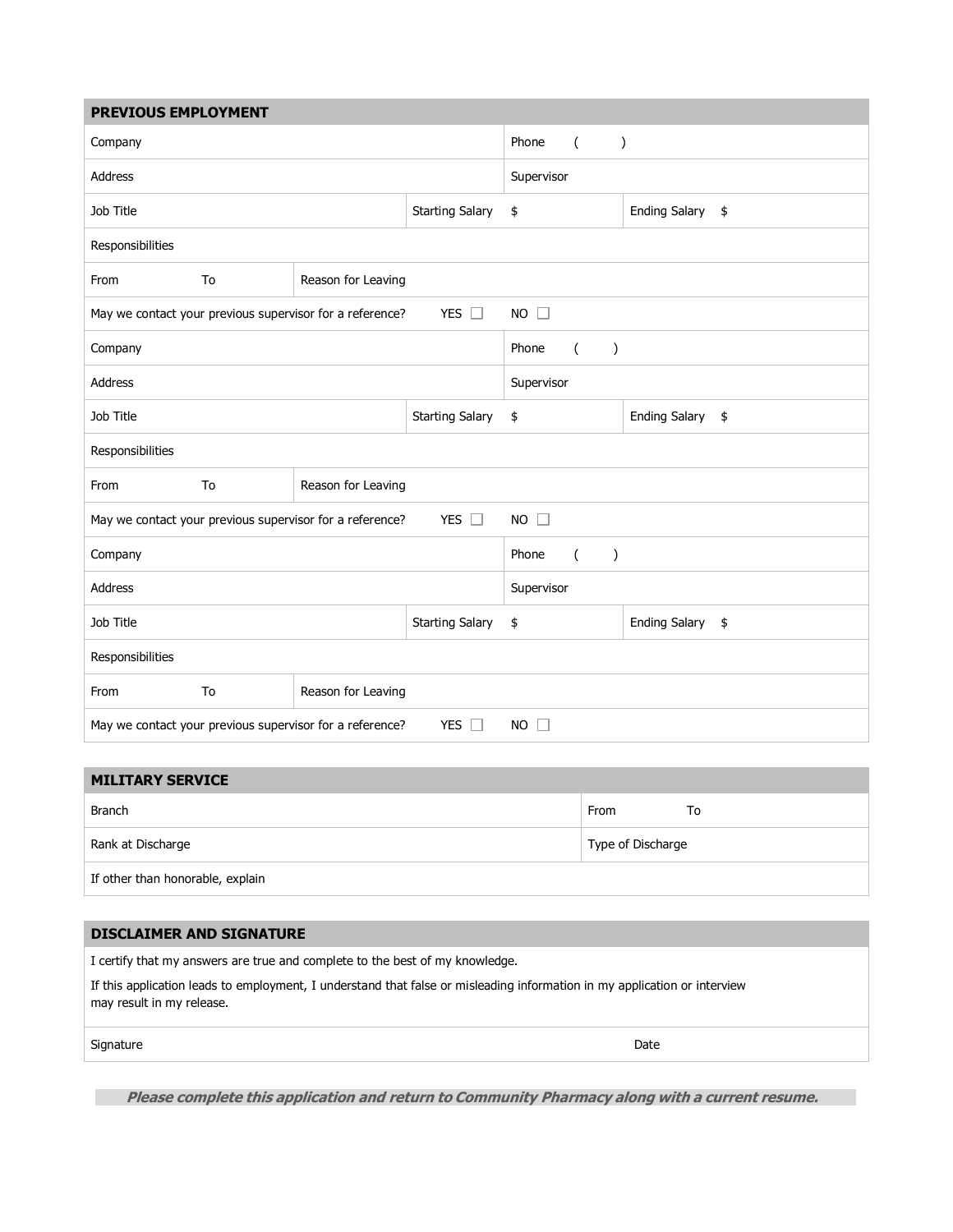## PREVIOUS EMPLOYMENT

| | | | | | |
|---|---|---|---|---|---|
| Company | | | Phone ( ) | | |
| Address | | | Supervisor | | |
| Job Title | | Starting Salary | $ | Ending Salary $ | |
| Responsibilities | | | | | |
| From To | Reason for Leaving | | | | |
| May we contact your previous supervisor for a reference? | | YES ☐ | NO ☐ | | |
| Company | | | Phone ( ) | | |
| Address | | | Supervisor | | |
| Job Title | | Starting Salary | $ | Ending Salary $ | |
| Responsibilities | | | | | |
| From To | Reason for Leaving | | | | |
| May we contact your previous supervisor for a reference? | | YES ☐ | NO ☐ | | |
| Company | | | Phone ( ) | | |
| Address | | | Supervisor | | |
| Job Title | | Starting Salary | $ | Ending Salary $ | |
| Responsibilities | | | | | |
| From To | Reason for Leaving | | | | |
| May we contact your previous supervisor for a reference? | | YES ☐ | NO ☐ | | |

## MILITARY SERVICE

| | |
|---|---|
| Branch | From To |
| Rank at Discharge | Type of Discharge |
| If other than honorable, explain | |

## DISCLAIMER AND SIGNATURE

I certify that my answers are true and complete to the best of my knowledge.

If this application leads to employment, I understand that false or misleading information in my application or interview may result in my release.

| | |
|---|---|
| Signature | Date |

***Please complete this application and return to Community Pharmacy along with a current resume.***